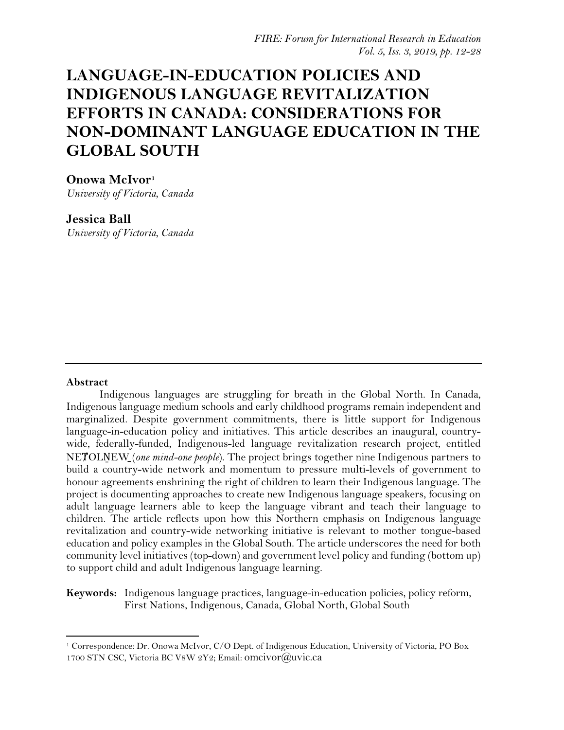# LANGUAGE-IN-EDUCATION POLICIES AND INDIGENOUS LANGUAGE REVITALIZATION EFFORTS IN CANADA: CONSIDERATIONS FOR NON-DOMINANT LANGUAGE EDUCATION IN THE GLOBAL SOUTH

**Onowa McIvor**[1]
*University of Victoria, Canada*

**Jessica Ball**
*University of Victoria, Canada*

---

**Abstract**

Indigenous languages are struggling for breath in the Global North. In Canada, Indigenous language medium schools and early childhood programs remain independent and marginalized. Despite government commitments, there is little support for Indigenous language-in-education policy and initiatives. This article describes an inaugural, country-wide, federally-funded, Indigenous-led language revitalization research project, entitled NEȾOLṈEW̱ (*one mind-one people*). The project brings together nine Indigenous partners to build a country-wide network and momentum to pressure multi-levels of government to honour agreements enshrining the right of children to learn their Indigenous language. The project is documenting approaches to create new Indigenous language speakers, focusing on adult language learners able to keep the language vibrant and teach their language to children. The article reflects upon how this Northern emphasis on Indigenous language revitalization and country-wide networking initiative is relevant to mother tongue-based education and policy examples in the Global South. The article underscores the need for both community level initiatives (top-down) and government level policy and funding (bottom up) to support child and adult Indigenous language learning.

**Keywords:** Indigenous language practices, language-in-education policies, policy reform, First Nations, Indigenous, Canada, Global North, Global South

---

[1] Correspondence: Dr. Onowa McIvor, C/O Dept. of Indigenous Education, University of Victoria, PO Box 1700 STN CSC, Victoria BC V8W 2Y2; Email: omcivor@uvic.ca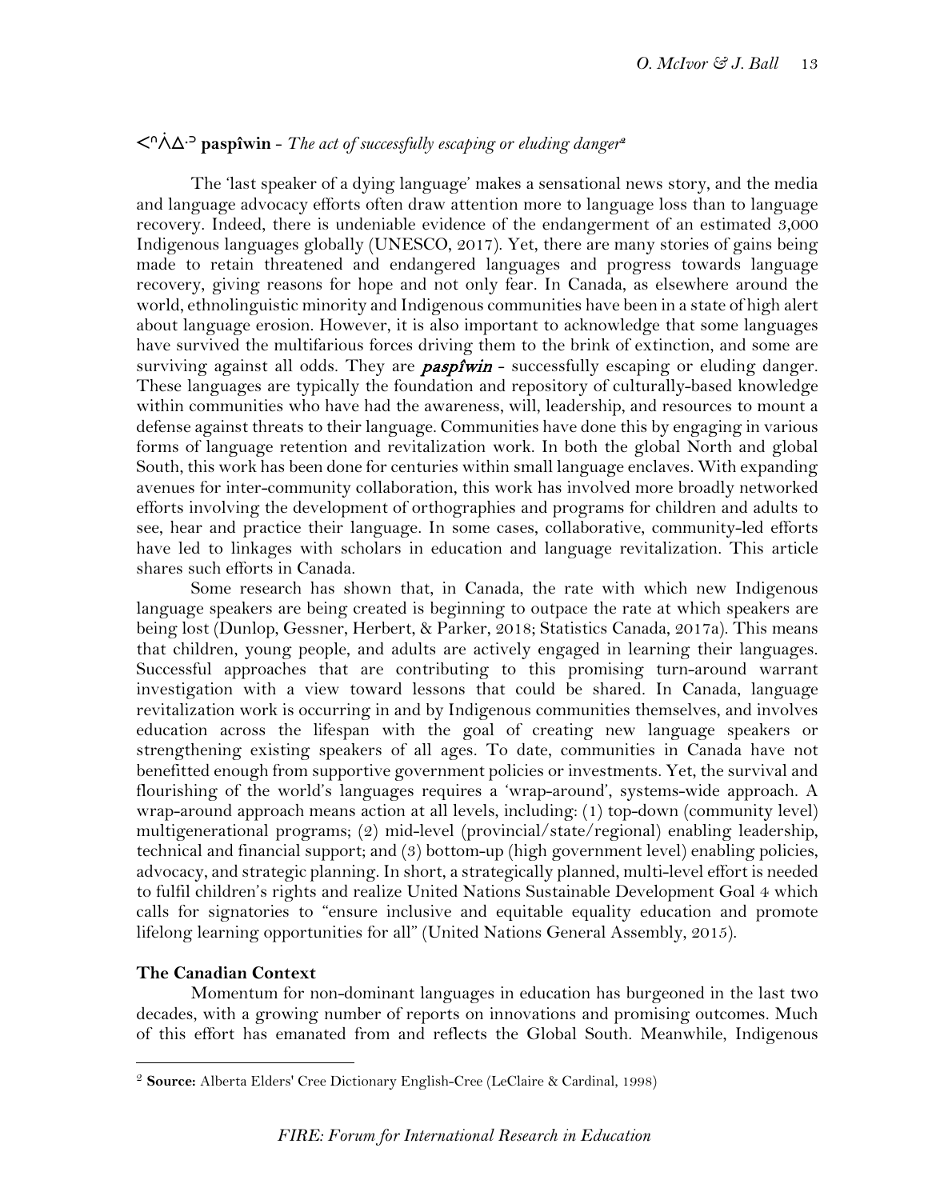## ᐸᐢᐲᐎᐣ **paspîwin** - *The act of successfully escaping or eluding danger*[2]

The 'last speaker of a dying language' makes a sensational news story, and the media and language advocacy efforts often draw attention more to language loss than to language recovery. Indeed, there is undeniable evidence of the endangerment of an estimated 3,000 Indigenous languages globally (UNESCO, 2017). Yet, there are many stories of gains being made to retain threatened and endangered languages and progress towards language recovery, giving reasons for hope and not only fear. In Canada, as elsewhere around the world, ethnolinguistic minority and Indigenous communities have been in a state of high alert about language erosion. However, it is also important to acknowledge that some languages have survived the multifarious forces driving them to the brink of extinction, and some are surviving against all odds. They are ***paspîwin*** - successfully escaping or eluding danger. These languages are typically the foundation and repository of culturally-based knowledge within communities who have had the awareness, will, leadership, and resources to mount a defense against threats to their language. Communities have done this by engaging in various forms of language retention and revitalization work. In both the global North and global South, this work has been done for centuries within small language enclaves. With expanding avenues for inter-community collaboration, this work has involved more broadly networked efforts involving the development of orthographies and programs for children and adults to see, hear and practice their language. In some cases, collaborative, community-led efforts have led to linkages with scholars in education and language revitalization. This article shares such efforts in Canada.

Some research has shown that, in Canada, the rate with which new Indigenous language speakers are being created is beginning to outpace the rate at which speakers are being lost (Dunlop, Gessner, Herbert, & Parker, 2018; Statistics Canada, 2017a). This means that children, young people, and adults are actively engaged in learning their languages. Successful approaches that are contributing to this promising turn-around warrant investigation with a view toward lessons that could be shared. In Canada, language revitalization work is occurring in and by Indigenous communities themselves, and involves education across the lifespan with the goal of creating new language speakers or strengthening existing speakers of all ages. To date, communities in Canada have not benefitted enough from supportive government policies or investments. Yet, the survival and flourishing of the world's languages requires a 'wrap-around', systems-wide approach. A wrap-around approach means action at all levels, including: (1) top-down (community level) multigenerational programs; (2) mid-level (provincial/state/regional) enabling leadership, technical and financial support; and (3) bottom-up (high government level) enabling policies, advocacy, and strategic planning. In short, a strategically planned, multi-level effort is needed to fulfil children's rights and realize United Nations Sustainable Development Goal 4 which calls for signatories to "ensure inclusive and equitable equality education and promote lifelong learning opportunities for all" (United Nations General Assembly, 2015).

### The Canadian Context

Momentum for non-dominant languages in education has burgeoned in the last two decades, with a growing number of reports on innovations and promising outcomes. Much of this effort has emanated from and reflects the Global South. Meanwhile, Indigenous

---

[2] **Source:** Alberta Elders' Cree Dictionary English-Cree (LeClaire & Cardinal, 1998)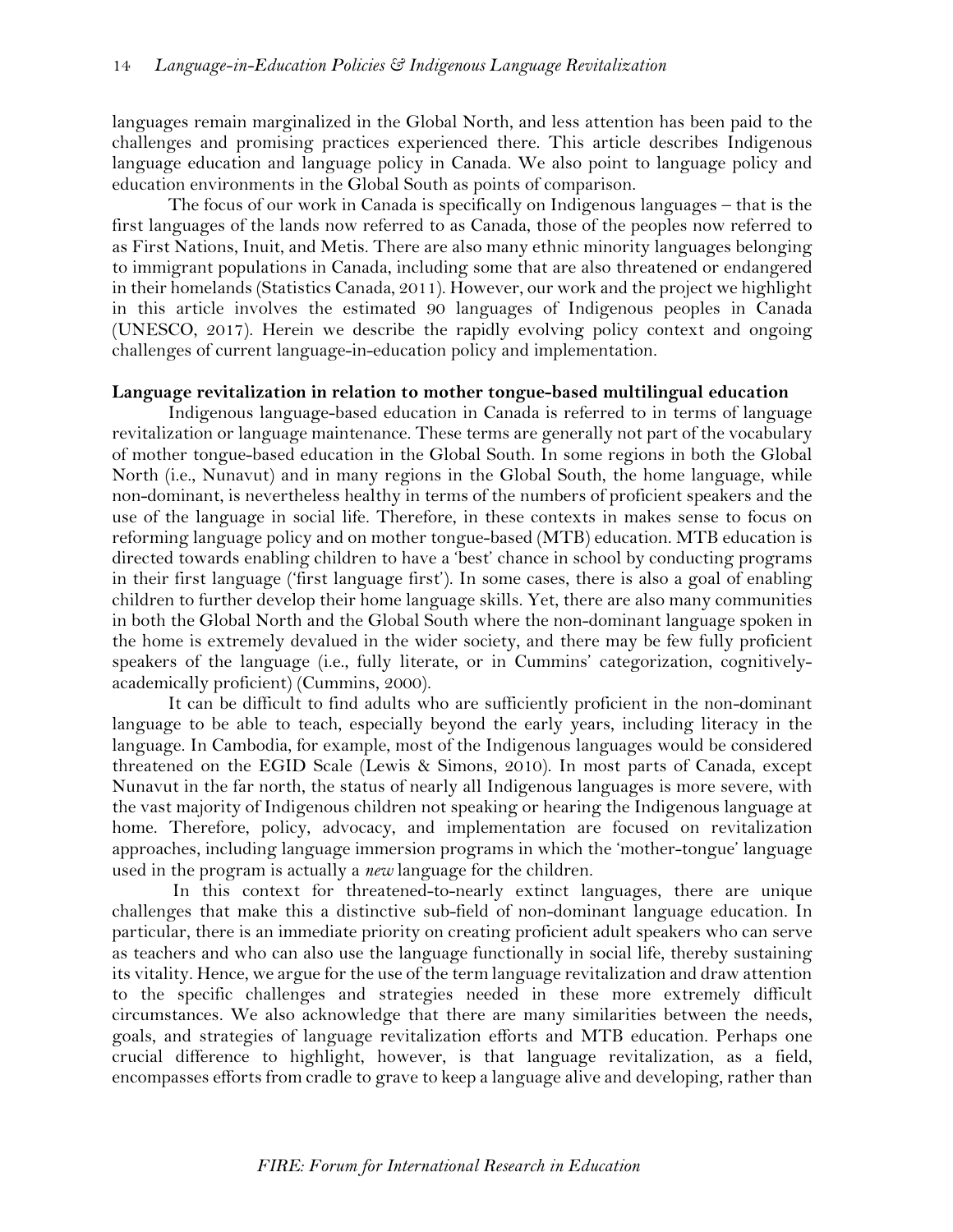languages remain marginalized in the Global North, and less attention has been paid to the challenges and promising practices experienced there. This article describes Indigenous language education and language policy in Canada. We also point to language policy and education environments in the Global South as points of comparison.

The focus of our work in Canada is specifically on Indigenous languages – that is the first languages of the lands now referred to as Canada, those of the peoples now referred to as First Nations, Inuit, and Metis. There are also many ethnic minority languages belonging to immigrant populations in Canada, including some that are also threatened or endangered in their homelands (Statistics Canada, 2011). However, our work and the project we highlight in this article involves the estimated 90 languages of Indigenous peoples in Canada (UNESCO, 2017). Herein we describe the rapidly evolving policy context and ongoing challenges of current language-in-education policy and implementation.

**Language revitalization in relation to mother tongue-based multilingual education**

Indigenous language-based education in Canada is referred to in terms of language revitalization or language maintenance. These terms are generally not part of the vocabulary of mother tongue-based education in the Global South. In some regions in both the Global North (i.e., Nunavut) and in many regions in the Global South, the home language, while non-dominant, is nevertheless healthy in terms of the numbers of proficient speakers and the use of the language in social life. Therefore, in these contexts in makes sense to focus on reforming language policy and on mother tongue-based (MTB) education. MTB education is directed towards enabling children to have a 'best' chance in school by conducting programs in their first language ('first language first'). In some cases, there is also a goal of enabling children to further develop their home language skills. Yet, there are also many communities in both the Global North and the Global South where the non-dominant language spoken in the home is extremely devalued in the wider society, and there may be few fully proficient speakers of the language (i.e., fully literate, or in Cummins' categorization, cognitively-academically proficient) (Cummins, 2000).

It can be difficult to find adults who are sufficiently proficient in the non-dominant language to be able to teach, especially beyond the early years, including literacy in the language. In Cambodia, for example, most of the Indigenous languages would be considered threatened on the EGID Scale (Lewis & Simons, 2010). In most parts of Canada, except Nunavut in the far north, the status of nearly all Indigenous languages is more severe, with the vast majority of Indigenous children not speaking or hearing the Indigenous language at home. Therefore, policy, advocacy, and implementation are focused on revitalization approaches, including language immersion programs in which the 'mother-tongue' language used in the program is actually a *new* language for the children.

In this context for threatened-to-nearly extinct languages, there are unique challenges that make this a distinctive sub-field of non-dominant language education. In particular, there is an immediate priority on creating proficient adult speakers who can serve as teachers and who can also use the language functionally in social life, thereby sustaining its vitality. Hence, we argue for the use of the term language revitalization and draw attention to the specific challenges and strategies needed in these more extremely difficult circumstances. We also acknowledge that there are many similarities between the needs, goals, and strategies of language revitalization efforts and MTB education. Perhaps one crucial difference to highlight, however, is that language revitalization, as a field, encompasses efforts from cradle to grave to keep a language alive and developing, rather than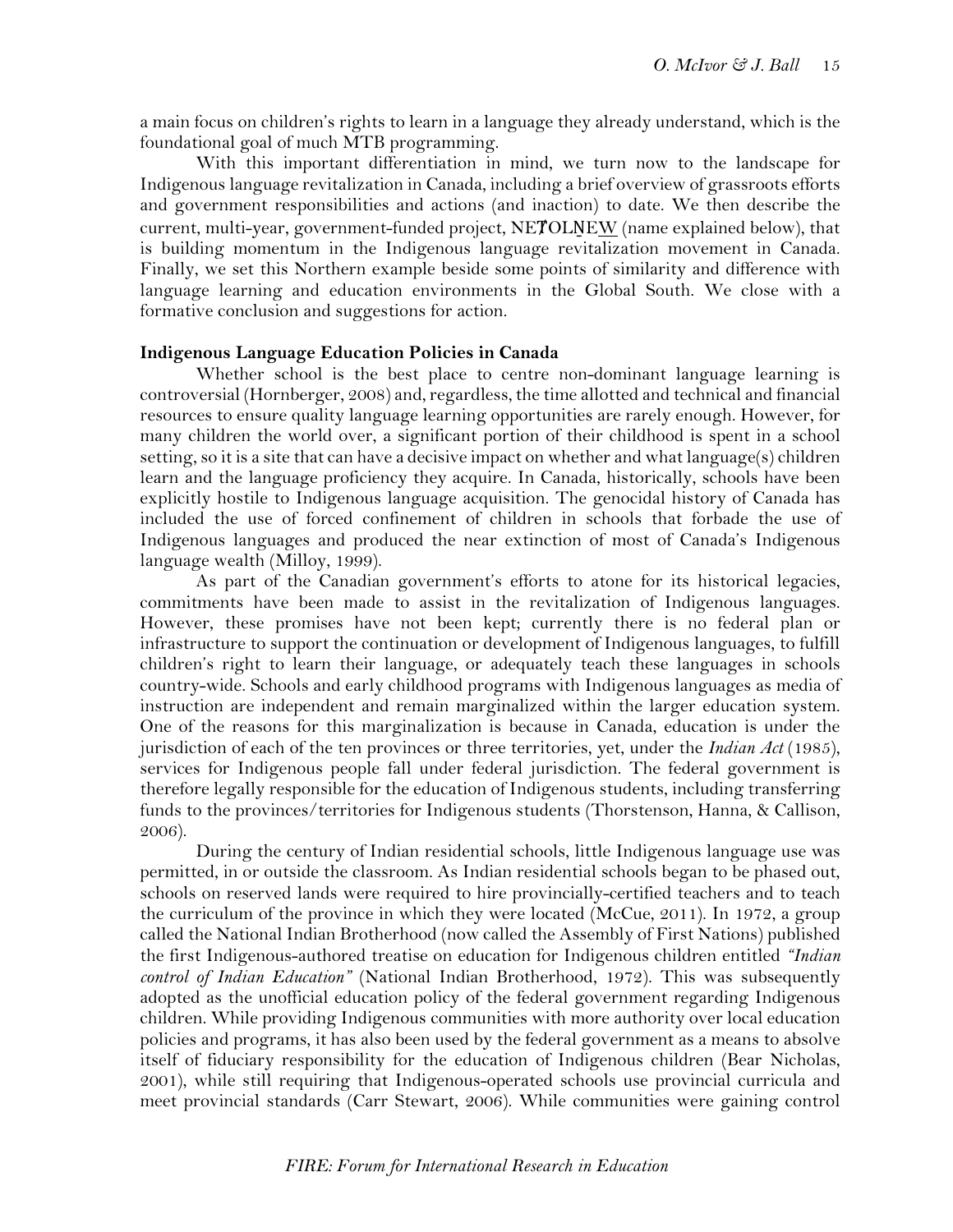a main focus on children's rights to learn in a language they already understand, which is the foundational goal of much MTB programming.

With this important differentiation in mind, we turn now to the landscape for Indigenous language revitalization in Canada, including a brief overview of grassroots efforts and government responsibilities and actions (and inaction) to date. We then describe the current, multi-year, government-funded project, NEȾOLṈEW̱ (name explained below), that is building momentum in the Indigenous language revitalization movement in Canada. Finally, we set this Northern example beside some points of similarity and difference with language learning and education environments in the Global South. We close with a formative conclusion and suggestions for action.

## Indigenous Language Education Policies in Canada

Whether school is the best place to centre non-dominant language learning is controversial (Hornberger, 2008) and, regardless, the time allotted and technical and financial resources to ensure quality language learning opportunities are rarely enough. However, for many children the world over, a significant portion of their childhood is spent in a school setting, so it is a site that can have a decisive impact on whether and what language(s) children learn and the language proficiency they acquire. In Canada, historically, schools have been explicitly hostile to Indigenous language acquisition. The genocidal history of Canada has included the use of forced confinement of children in schools that forbade the use of Indigenous languages and produced the near extinction of most of Canada's Indigenous language wealth (Milloy, 1999).

As part of the Canadian government's efforts to atone for its historical legacies, commitments have been made to assist in the revitalization of Indigenous languages. However, these promises have not been kept; currently there is no federal plan or infrastructure to support the continuation or development of Indigenous languages, to fulfill children's right to learn their language, or adequately teach these languages in schools country-wide. Schools and early childhood programs with Indigenous languages as media of instruction are independent and remain marginalized within the larger education system. One of the reasons for this marginalization is because in Canada, education is under the jurisdiction of each of the ten provinces or three territories, yet, under the *Indian Act* (1985), services for Indigenous people fall under federal jurisdiction. The federal government is therefore legally responsible for the education of Indigenous students, including transferring funds to the provinces/territories for Indigenous students (Thorstenson, Hanna, & Callison, 2006).

During the century of Indian residential schools, little Indigenous language use was permitted, in or outside the classroom. As Indian residential schools began to be phased out, schools on reserved lands were required to hire provincially-certified teachers and to teach the curriculum of the province in which they were located (McCue, 2011). In 1972, a group called the National Indian Brotherhood (now called the Assembly of First Nations) published the first Indigenous-authored treatise on education for Indigenous children entitled *"Indian control of Indian Education"* (National Indian Brotherhood, 1972). This was subsequently adopted as the unofficial education policy of the federal government regarding Indigenous children. While providing Indigenous communities with more authority over local education policies and programs, it has also been used by the federal government as a means to absolve itself of fiduciary responsibility for the education of Indigenous children (Bear Nicholas, 2001), while still requiring that Indigenous-operated schools use provincial curricula and meet provincial standards (Carr Stewart, 2006). While communities were gaining control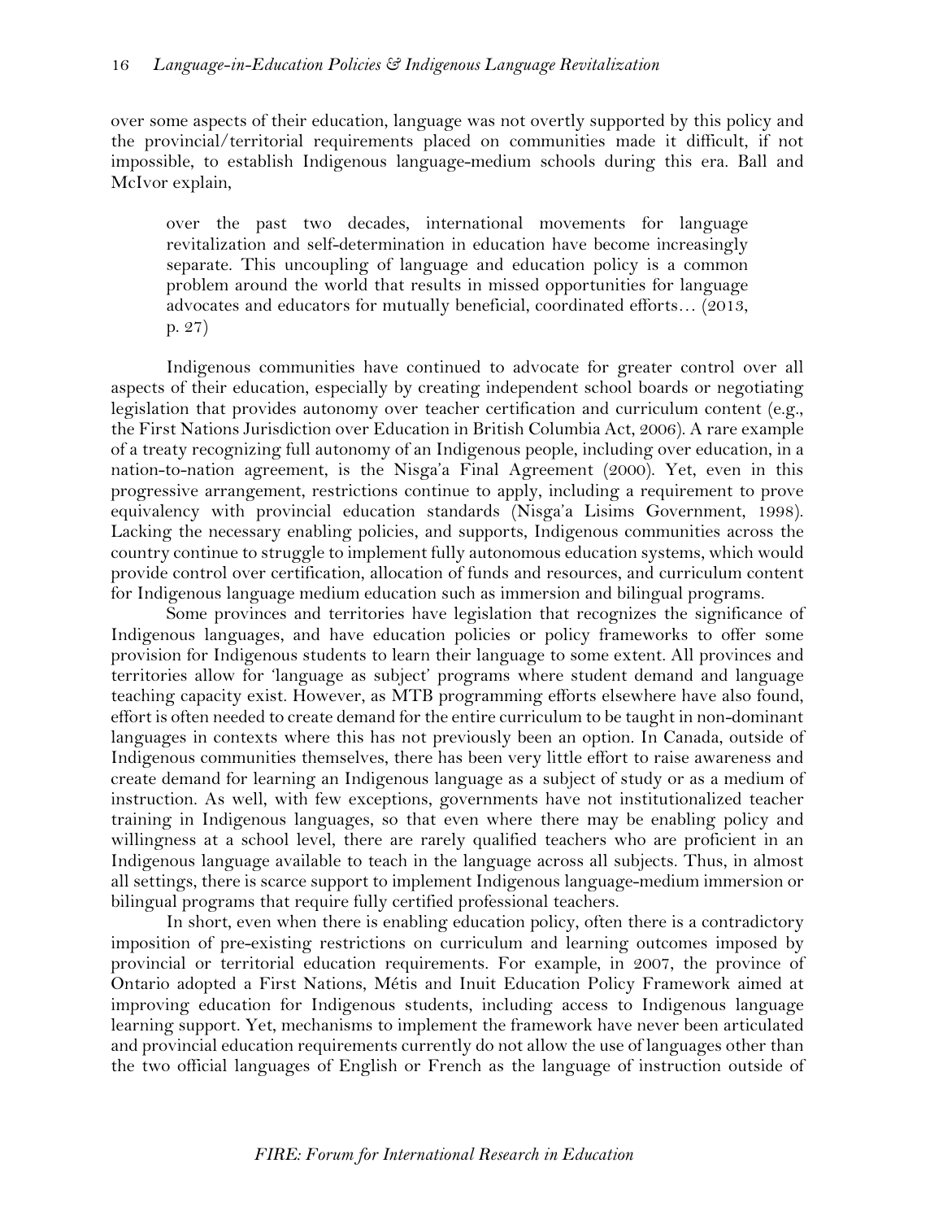over some aspects of their education, language was not overtly supported by this policy and the provincial/territorial requirements placed on communities made it difficult, if not impossible, to establish Indigenous language-medium schools during this era. Ball and McIvor explain,

> over the past two decades, international movements for language revitalization and self-determination in education have become increasingly separate. This uncoupling of language and education policy is a common problem around the world that results in missed opportunities for language advocates and educators for mutually beneficial, coordinated efforts… (2013, p. 27)

Indigenous communities have continued to advocate for greater control over all aspects of their education, especially by creating independent school boards or negotiating legislation that provides autonomy over teacher certification and curriculum content (e.g., the First Nations Jurisdiction over Education in British Columbia Act, 2006). A rare example of a treaty recognizing full autonomy of an Indigenous people, including over education, in a nation-to-nation agreement, is the Nisga'a Final Agreement (2000). Yet, even in this progressive arrangement, restrictions continue to apply, including a requirement to prove equivalency with provincial education standards (Nisga'a Lisims Government, 1998). Lacking the necessary enabling policies, and supports, Indigenous communities across the country continue to struggle to implement fully autonomous education systems, which would provide control over certification, allocation of funds and resources, and curriculum content for Indigenous language medium education such as immersion and bilingual programs.

Some provinces and territories have legislation that recognizes the significance of Indigenous languages, and have education policies or policy frameworks to offer some provision for Indigenous students to learn their language to some extent. All provinces and territories allow for 'language as subject' programs where student demand and language teaching capacity exist. However, as MTB programming efforts elsewhere have also found, effort is often needed to create demand for the entire curriculum to be taught in non-dominant languages in contexts where this has not previously been an option. In Canada, outside of Indigenous communities themselves, there has been very little effort to raise awareness and create demand for learning an Indigenous language as a subject of study or as a medium of instruction. As well, with few exceptions, governments have not institutionalized teacher training in Indigenous languages, so that even where there may be enabling policy and willingness at a school level, there are rarely qualified teachers who are proficient in an Indigenous language available to teach in the language across all subjects. Thus, in almost all settings, there is scarce support to implement Indigenous language-medium immersion or bilingual programs that require fully certified professional teachers.

In short, even when there is enabling education policy, often there is a contradictory imposition of pre-existing restrictions on curriculum and learning outcomes imposed by provincial or territorial education requirements. For example, in 2007, the province of Ontario adopted a First Nations, Métis and Inuit Education Policy Framework aimed at improving education for Indigenous students, including access to Indigenous language learning support. Yet, mechanisms to implement the framework have never been articulated and provincial education requirements currently do not allow the use of languages other than the two official languages of English or French as the language of instruction outside of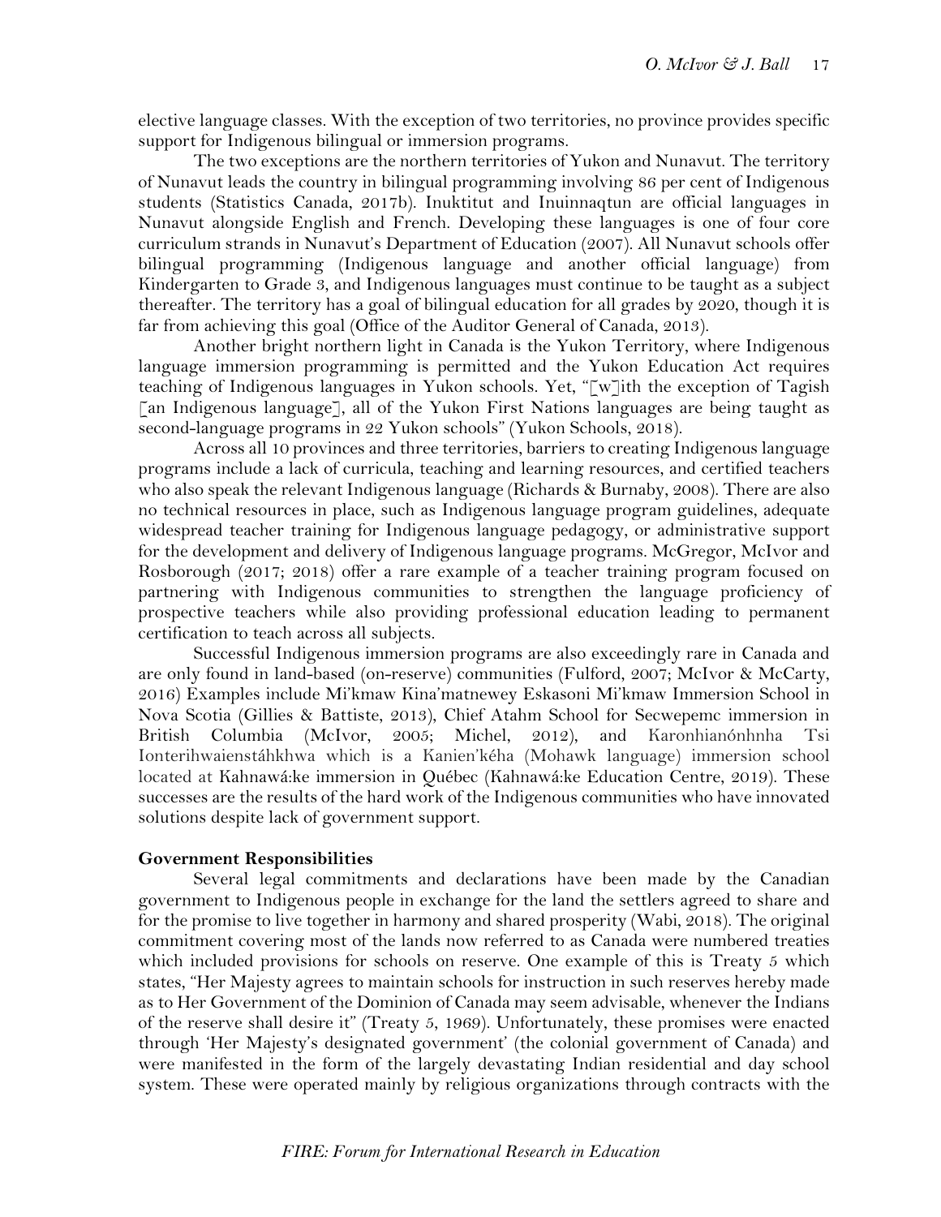elective language classes. With the exception of two territories, no province provides specific support for Indigenous bilingual or immersion programs.

The two exceptions are the northern territories of Yukon and Nunavut. The territory of Nunavut leads the country in bilingual programming involving 86 per cent of Indigenous students (Statistics Canada, 2017b). Inuktitut and Inuinnaqtun are official languages in Nunavut alongside English and French. Developing these languages is one of four core curriculum strands in Nunavut's Department of Education (2007). All Nunavut schools offer bilingual programming (Indigenous language and another official language) from Kindergarten to Grade 3, and Indigenous languages must continue to be taught as a subject thereafter. The territory has a goal of bilingual education for all grades by 2020, though it is far from achieving this goal (Office of the Auditor General of Canada, 2013).

Another bright northern light in Canada is the Yukon Territory, where Indigenous language immersion programming is permitted and the Yukon Education Act requires teaching of Indigenous languages in Yukon schools. Yet, "[w]ith the exception of Tagish [an Indigenous language], all of the Yukon First Nations languages are being taught as second-language programs in 22 Yukon schools" (Yukon Schools, 2018).

Across all 10 provinces and three territories, barriers to creating Indigenous language programs include a lack of curricula, teaching and learning resources, and certified teachers who also speak the relevant Indigenous language (Richards & Burnaby, 2008). There are also no technical resources in place, such as Indigenous language program guidelines, adequate widespread teacher training for Indigenous language pedagogy, or administrative support for the development and delivery of Indigenous language programs. McGregor, McIvor and Rosborough (2017; 2018) offer a rare example of a teacher training program focused on partnering with Indigenous communities to strengthen the language proficiency of prospective teachers while also providing professional education leading to permanent certification to teach across all subjects.

Successful Indigenous immersion programs are also exceedingly rare in Canada and are only found in land-based (on-reserve) communities (Fulford, 2007; McIvor & McCarty, 2016) Examples include Mi'kmaw Kina'matnewey Eskasoni Mi'kmaw Immersion School in Nova Scotia (Gillies & Battiste, 2013), Chief Atahm School for Secwepemc immersion in British Columbia (McIvor, 2005; Michel, 2012), and Karonhianónhnha Tsi Ionterihwaienstáhkhwa which is a Kanien'kéha (Mohawk language) immersion school located at Kahnawá:ke immersion in Québec (Kahnawá:ke Education Centre, 2019). These successes are the results of the hard work of the Indigenous communities who have innovated solutions despite lack of government support.

**Government Responsibilities**

Several legal commitments and declarations have been made by the Canadian government to Indigenous people in exchange for the land the settlers agreed to share and for the promise to live together in harmony and shared prosperity (Wabi, 2018). The original commitment covering most of the lands now referred to as Canada were numbered treaties which included provisions for schools on reserve. One example of this is Treaty 5 which states, "Her Majesty agrees to maintain schools for instruction in such reserves hereby made as to Her Government of the Dominion of Canada may seem advisable, whenever the Indians of the reserve shall desire it" (Treaty 5, 1969). Unfortunately, these promises were enacted through 'Her Majesty's designated government' (the colonial government of Canada) and were manifested in the form of the largely devastating Indian residential and day school system. These were operated mainly by religious organizations through contracts with the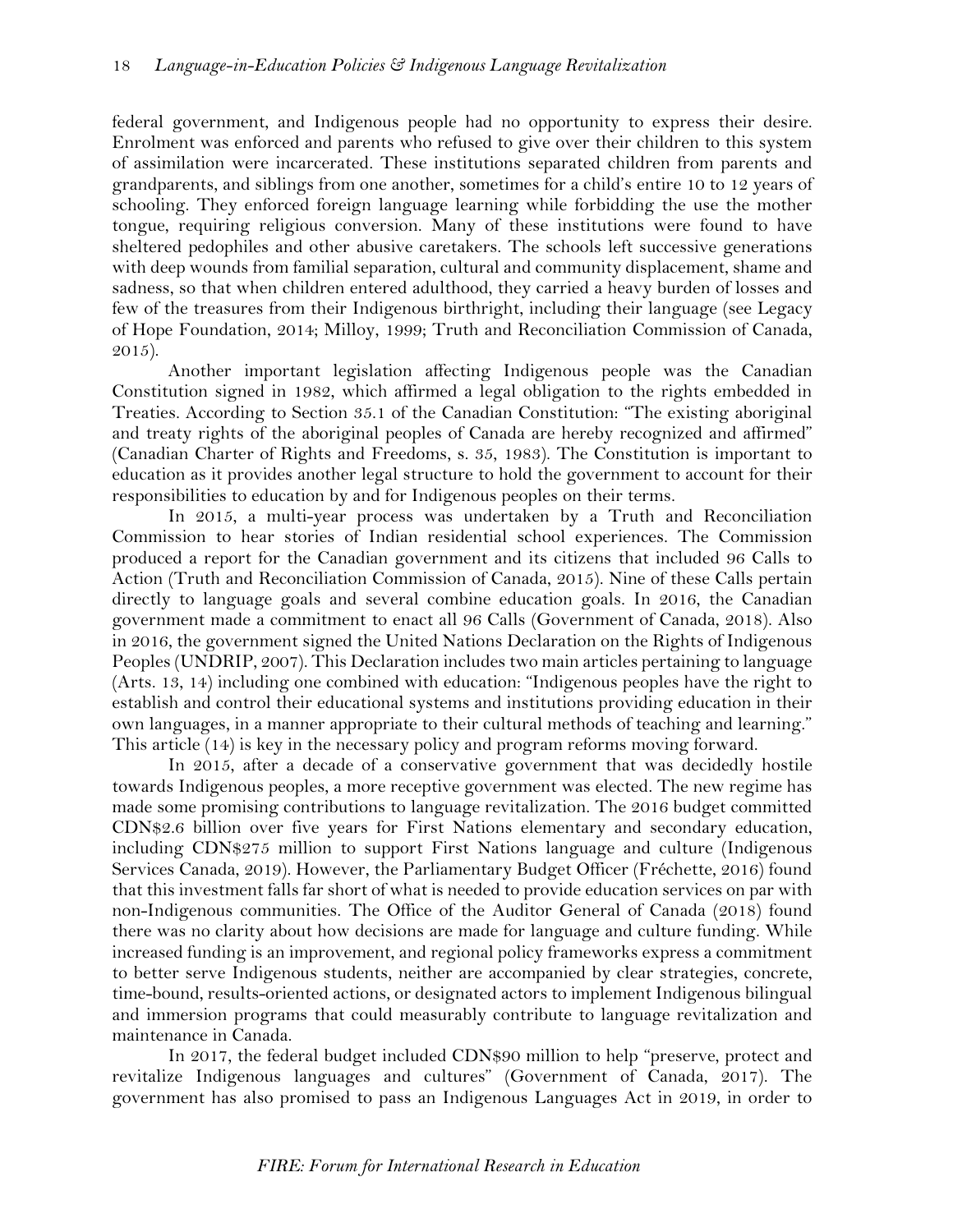federal government, and Indigenous people had no opportunity to express their desire. Enrolment was enforced and parents who refused to give over their children to this system of assimilation were incarcerated. These institutions separated children from parents and grandparents, and siblings from one another, sometimes for a child's entire 10 to 12 years of schooling. They enforced foreign language learning while forbidding the use the mother tongue, requiring religious conversion. Many of these institutions were found to have sheltered pedophiles and other abusive caretakers. The schools left successive generations with deep wounds from familial separation, cultural and community displacement, shame and sadness, so that when children entered adulthood, they carried a heavy burden of losses and few of the treasures from their Indigenous birthright, including their language (see Legacy of Hope Foundation, 2014; Milloy, 1999; Truth and Reconciliation Commission of Canada, 2015).

Another important legislation affecting Indigenous people was the Canadian Constitution signed in 1982, which affirmed a legal obligation to the rights embedded in Treaties. According to Section 35.1 of the Canadian Constitution: "The existing aboriginal and treaty rights of the aboriginal peoples of Canada are hereby recognized and affirmed" (Canadian Charter of Rights and Freedoms, s. 35, 1983). The Constitution is important to education as it provides another legal structure to hold the government to account for their responsibilities to education by and for Indigenous peoples on their terms.

In 2015, a multi-year process was undertaken by a Truth and Reconciliation Commission to hear stories of Indian residential school experiences. The Commission produced a report for the Canadian government and its citizens that included 96 Calls to Action (Truth and Reconciliation Commission of Canada, 2015). Nine of these Calls pertain directly to language goals and several combine education goals. In 2016, the Canadian government made a commitment to enact all 96 Calls (Government of Canada, 2018). Also in 2016, the government signed the United Nations Declaration on the Rights of Indigenous Peoples (UNDRIP, 2007). This Declaration includes two main articles pertaining to language (Arts. 13, 14) including one combined with education: "Indigenous peoples have the right to establish and control their educational systems and institutions providing education in their own languages, in a manner appropriate to their cultural methods of teaching and learning." This article (14) is key in the necessary policy and program reforms moving forward.

In 2015, after a decade of a conservative government that was decidedly hostile towards Indigenous peoples, a more receptive government was elected. The new regime has made some promising contributions to language revitalization. The 2016 budget committed CDN$2.6 billion over five years for First Nations elementary and secondary education, including CDN$275 million to support First Nations language and culture (Indigenous Services Canada, 2019). However, the Parliamentary Budget Officer (Fréchette, 2016) found that this investment falls far short of what is needed to provide education services on par with non-Indigenous communities. The Office of the Auditor General of Canada (2018) found there was no clarity about how decisions are made for language and culture funding. While increased funding is an improvement, and regional policy frameworks express a commitment to better serve Indigenous students, neither are accompanied by clear strategies, concrete, time-bound, results-oriented actions, or designated actors to implement Indigenous bilingual and immersion programs that could measurably contribute to language revitalization and maintenance in Canada.

In 2017, the federal budget included CDN$90 million to help "preserve, protect and revitalize Indigenous languages and cultures" (Government of Canada, 2017). The government has also promised to pass an Indigenous Languages Act in 2019, in order to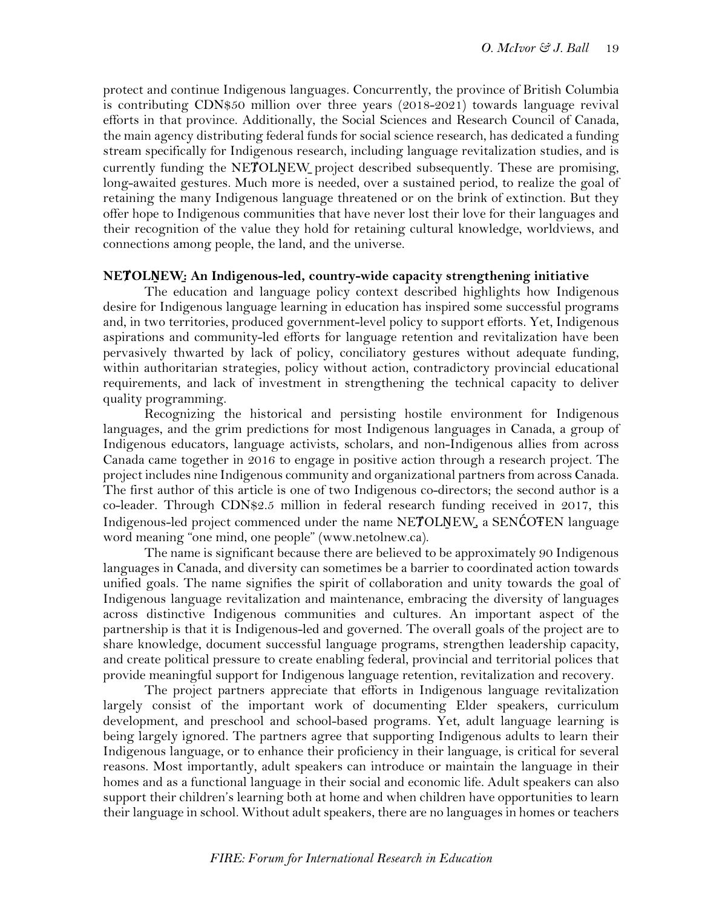protect and continue Indigenous languages. Concurrently, the province of British Columbia is contributing CDN$50 million over three years (2018-2021) towards language revival efforts in that province. Additionally, the Social Sciences and Research Council of Canada, the main agency distributing federal funds for social science research, has dedicated a funding stream specifically for Indigenous research, including language revitalization studies, and is currently funding the NEȾOLṈEW̱ project described subsequently. These are promising, long-awaited gestures. Much more is needed, over a sustained period, to realize the goal of retaining the many Indigenous language threatened or on the brink of extinction. But they offer hope to Indigenous communities that have never lost their love for their languages and their recognition of the value they hold for retaining cultural knowledge, worldviews, and connections among people, the land, and the universe.

### NEȾOLṈEW̱: An Indigenous-led, country-wide capacity strengthening initiative

The education and language policy context described highlights how Indigenous desire for Indigenous language learning in education has inspired some successful programs and, in two territories, produced government-level policy to support efforts. Yet, Indigenous aspirations and community-led efforts for language retention and revitalization have been pervasively thwarted by lack of policy, conciliatory gestures without adequate funding, within authoritarian strategies, policy without action, contradictory provincial educational requirements, and lack of investment in strengthening the technical capacity to deliver quality programming.

Recognizing the historical and persisting hostile environment for Indigenous languages, and the grim predictions for most Indigenous languages in Canada, a group of Indigenous educators, language activists, scholars, and non-Indigenous allies from across Canada came together in 2016 to engage in positive action through a research project. The project includes nine Indigenous community and organizational partners from across Canada. The first author of this article is one of two Indigenous co-directors; the second author is a co-leader. Through CDN$2.5 million in federal research funding received in 2017, this Indigenous-led project commenced under the name NEȾOLṈEW̱, a SENĆOŦEN language word meaning "one mind, one people" (www.netolnew.ca).

The name is significant because there are believed to be approximately 90 Indigenous languages in Canada, and diversity can sometimes be a barrier to coordinated action towards unified goals. The name signifies the spirit of collaboration and unity towards the goal of Indigenous language revitalization and maintenance, embracing the diversity of languages across distinctive Indigenous communities and cultures. An important aspect of the partnership is that it is Indigenous-led and governed. The overall goals of the project are to share knowledge, document successful language programs, strengthen leadership capacity, and create political pressure to create enabling federal, provincial and territorial polices that provide meaningful support for Indigenous language retention, revitalization and recovery.

The project partners appreciate that efforts in Indigenous language revitalization largely consist of the important work of documenting Elder speakers, curriculum development, and preschool and school-based programs. Yet, adult language learning is being largely ignored. The partners agree that supporting Indigenous adults to learn their Indigenous language, or to enhance their proficiency in their language, is critical for several reasons. Most importantly, adult speakers can introduce or maintain the language in their homes and as a functional language in their social and economic life. Adult speakers can also support their children's learning both at home and when children have opportunities to learn their language in school. Without adult speakers, there are no languages in homes or teachers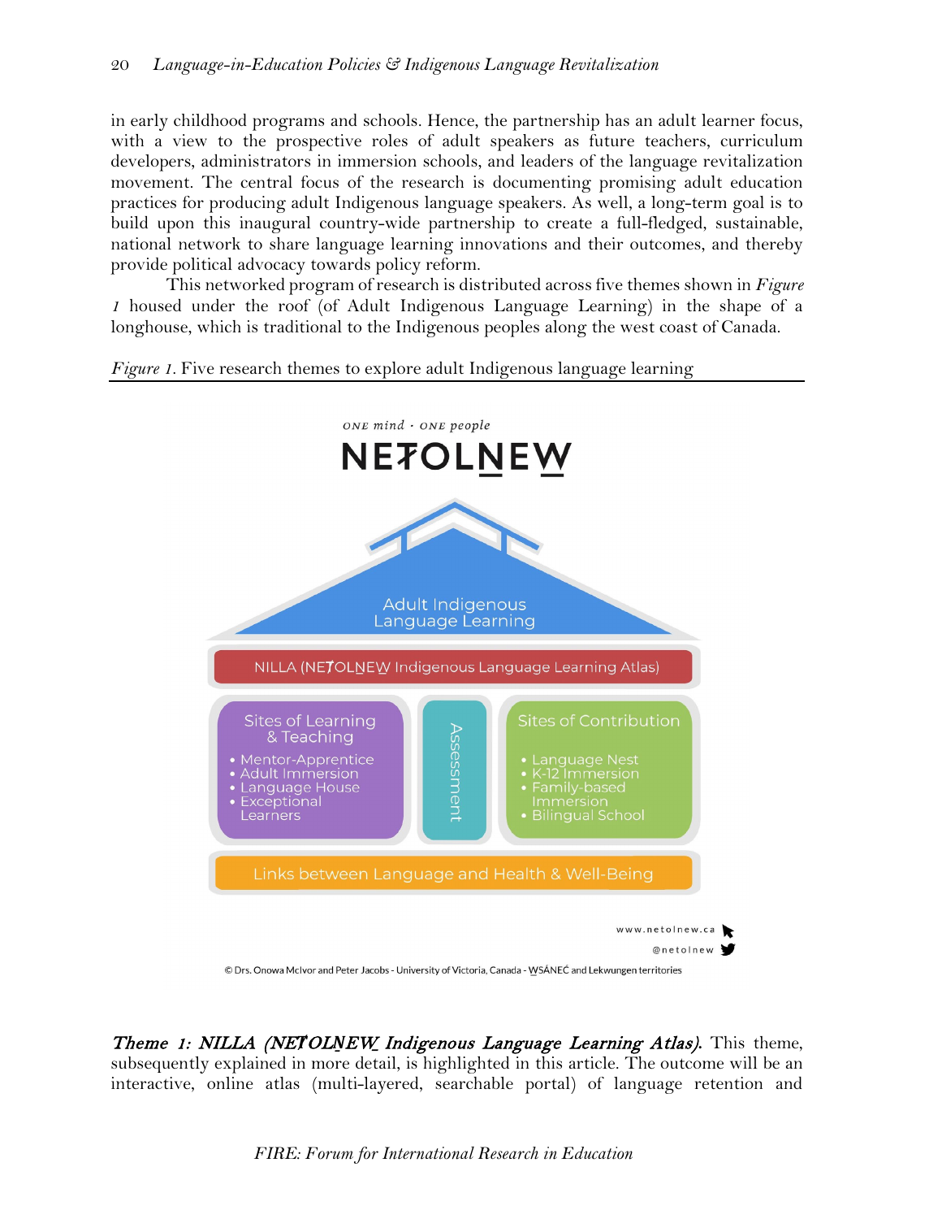in early childhood programs and schools. Hence, the partnership has an adult learner focus, with a view to the prospective roles of adult speakers as future teachers, curriculum developers, administrators in immersion schools, and leaders of the language revitalization movement. The central focus of the research is documenting promising adult education practices for producing adult Indigenous language speakers. As well, a long-term goal is to build upon this inaugural country-wide partnership to create a full-fledged, sustainable, national network to share language learning innovations and their outcomes, and thereby provide political advocacy towards policy reform.

This networked program of research is distributed across five themes shown in *Figure 1* housed under the roof (of Adult Indigenous Language Learning) in the shape of a longhouse, which is traditional to the Indigenous peoples along the west coast of Canada.

*Figure 1*. Five research themes to explore adult Indigenous language learning

ONE mind · ONE people

NEȾOLṈEW̱

Adult Indigenous Language Learning

NILLA (NEȾOLṈEW̱ Indigenous Language Learning Atlas)

Sites of Learning & Teaching
- Mentor-Apprentice
- Adult Immersion
- Language House
- Exceptional Learners

Assessment

Sites of Contribution
- Language Nest
- K-12 Immersion
- Family-based Immersion
- Bilingual School

Links between Language and Health & Well-Being

www.netolnew.ca

@netolnew

© Drs. Onowa McIvor and Peter Jacobs - University of Victoria, Canada - W̱SÁNEĆ and Lekwungen territories

***Theme 1: NILLA (NEȾOLṈEW̱ Indigenous Language Learning Atlas).*** This theme, subsequently explained in more detail, is highlighted in this article. The outcome will be an interactive, online atlas (multi-layered, searchable portal) of language retention and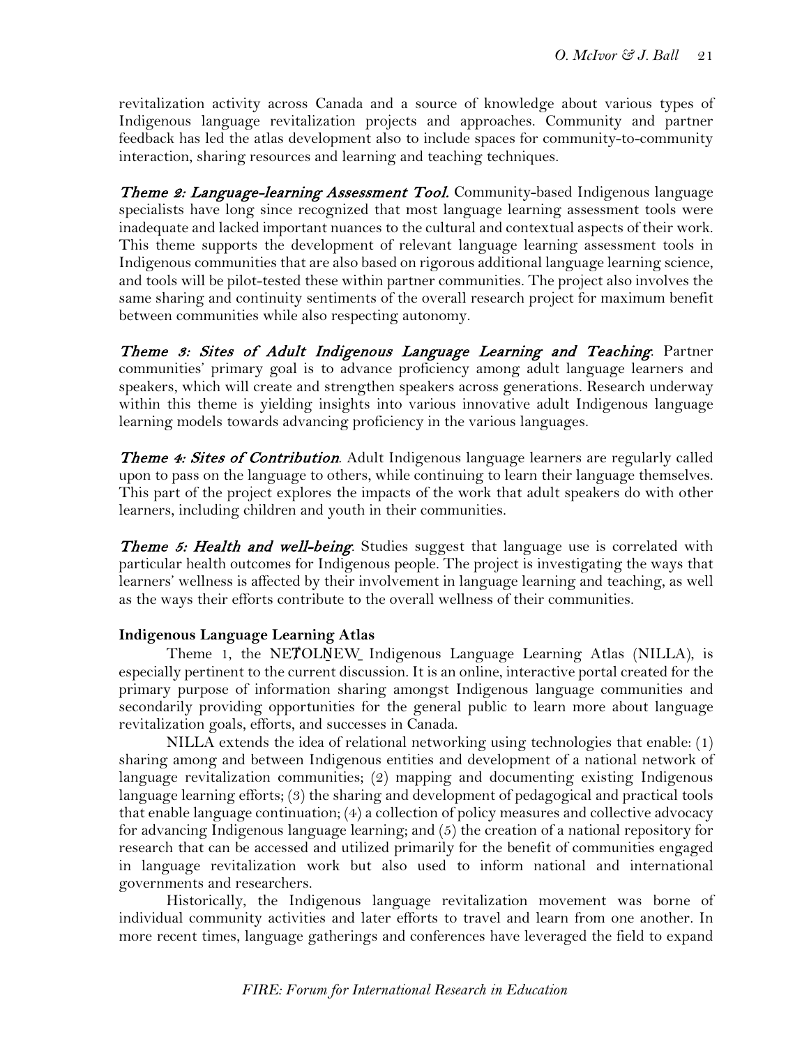revitalization activity across Canada and a source of knowledge about various types of Indigenous language revitalization projects and approaches. Community and partner feedback has led the atlas development also to include spaces for community-to-community interaction, sharing resources and learning and teaching techniques.

***Theme 2: Language-learning Assessment Tool.*** Community-based Indigenous language specialists have long since recognized that most language learning assessment tools were inadequate and lacked important nuances to the cultural and contextual aspects of their work. This theme supports the development of relevant language learning assessment tools in Indigenous communities that are also based on rigorous additional language learning science, and tools will be pilot-tested these within partner communities. The project also involves the same sharing and continuity sentiments of the overall research project for maximum benefit between communities while also respecting autonomy.

***Theme 3: Sites of Adult Indigenous Language Learning and Teaching*.** Partner communities' primary goal is to advance proficiency among adult language learners and speakers, which will create and strengthen speakers across generations. Research underway within this theme is yielding insights into various innovative adult Indigenous language learning models towards advancing proficiency in the various languages.

***Theme 4: Sites of Contribution*.** Adult Indigenous language learners are regularly called upon to pass on the language to others, while continuing to learn their language themselves. This part of the project explores the impacts of the work that adult speakers do with other learners, including children and youth in their communities.

***Theme 5: Health and well-being*.** Studies suggest that language use is correlated with particular health outcomes for Indigenous people. The project is investigating the ways that learners' wellness is affected by their involvement in language learning and teaching, as well as the ways their efforts contribute to the overall wellness of their communities.

**Indigenous Language Learning Atlas**

Theme 1, the NEȾOLṈEW̱ Indigenous Language Learning Atlas (NILLA), is especially pertinent to the current discussion. It is an online, interactive portal created for the primary purpose of information sharing amongst Indigenous language communities and secondarily providing opportunities for the general public to learn more about language revitalization goals, efforts, and successes in Canada.

NILLA extends the idea of relational networking using technologies that enable: (1) sharing among and between Indigenous entities and development of a national network of language revitalization communities; (2) mapping and documenting existing Indigenous language learning efforts; (3) the sharing and development of pedagogical and practical tools that enable language continuation; (4) a collection of policy measures and collective advocacy for advancing Indigenous language learning; and (5) the creation of a national repository for research that can be accessed and utilized primarily for the benefit of communities engaged in language revitalization work but also used to inform national and international governments and researchers.

Historically, the Indigenous language revitalization movement was borne of individual community activities and later efforts to travel and learn from one another. In more recent times, language gatherings and conferences have leveraged the field to expand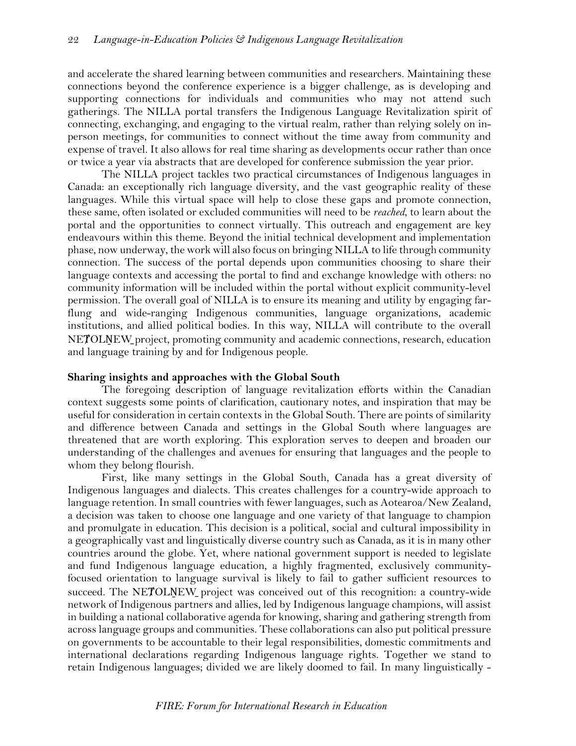and accelerate the shared learning between communities and researchers. Maintaining these connections beyond the conference experience is a bigger challenge, as is developing and supporting connections for individuals and communities who may not attend such gatherings. The NILLA portal transfers the Indigenous Language Revitalization spirit of connecting, exchanging, and engaging to the virtual realm, rather than relying solely on in-person meetings, for communities to connect without the time away from community and expense of travel. It also allows for real time sharing as developments occur rather than once or twice a year via abstracts that are developed for conference submission the year prior.

The NILLA project tackles two practical circumstances of Indigenous languages in Canada: an exceptionally rich language diversity, and the vast geographic reality of these languages. While this virtual space will help to close these gaps and promote connection, these same, often isolated or excluded communities will need to be *reached*, to learn about the portal and the opportunities to connect virtually. This outreach and engagement are key endeavours within this theme. Beyond the initial technical development and implementation phase, now underway, the work will also focus on bringing NILLA to life through community connection. The success of the portal depends upon communities choosing to share their language contexts and accessing the portal to find and exchange knowledge with others: no community information will be included within the portal without explicit community-level permission. The overall goal of NILLA is to ensure its meaning and utility by engaging far-flung and wide-ranging Indigenous communities, language organizations, academic institutions, and allied political bodies. In this way, NILLA will contribute to the overall NEȽOLṈEW̱ project, promoting community and academic connections, research, education and language training by and for Indigenous people.

**Sharing insights and approaches with the Global South**

The foregoing description of language revitalization efforts within the Canadian context suggests some points of clarification, cautionary notes, and inspiration that may be useful for consideration in certain contexts in the Global South. There are points of similarity and difference between Canada and settings in the Global South where languages are threatened that are worth exploring. This exploration serves to deepen and broaden our understanding of the challenges and avenues for ensuring that languages and the people to whom they belong flourish.

First, like many settings in the Global South, Canada has a great diversity of Indigenous languages and dialects. This creates challenges for a country-wide approach to language retention. In small countries with fewer languages, such as Aotearoa/New Zealand, a decision was taken to choose one language and one variety of that language to champion and promulgate in education. This decision is a political, social and cultural impossibility in a geographically vast and linguistically diverse country such as Canada, as it is in many other countries around the globe. Yet, where national government support is needed to legislate and fund Indigenous language education, a highly fragmented, exclusively community-focused orientation to language survival is likely to fail to gather sufficient resources to succeed. The NEȽOLṈEW̱ project was conceived out of this recognition: a country-wide network of Indigenous partners and allies, led by Indigenous language champions, will assist in building a national collaborative agenda for knowing, sharing and gathering strength from across language groups and communities. These collaborations can also put political pressure on governments to be accountable to their legal responsibilities, domestic commitments and international declarations regarding Indigenous language rights. Together we stand to retain Indigenous languages; divided we are likely doomed to fail. In many linguistically -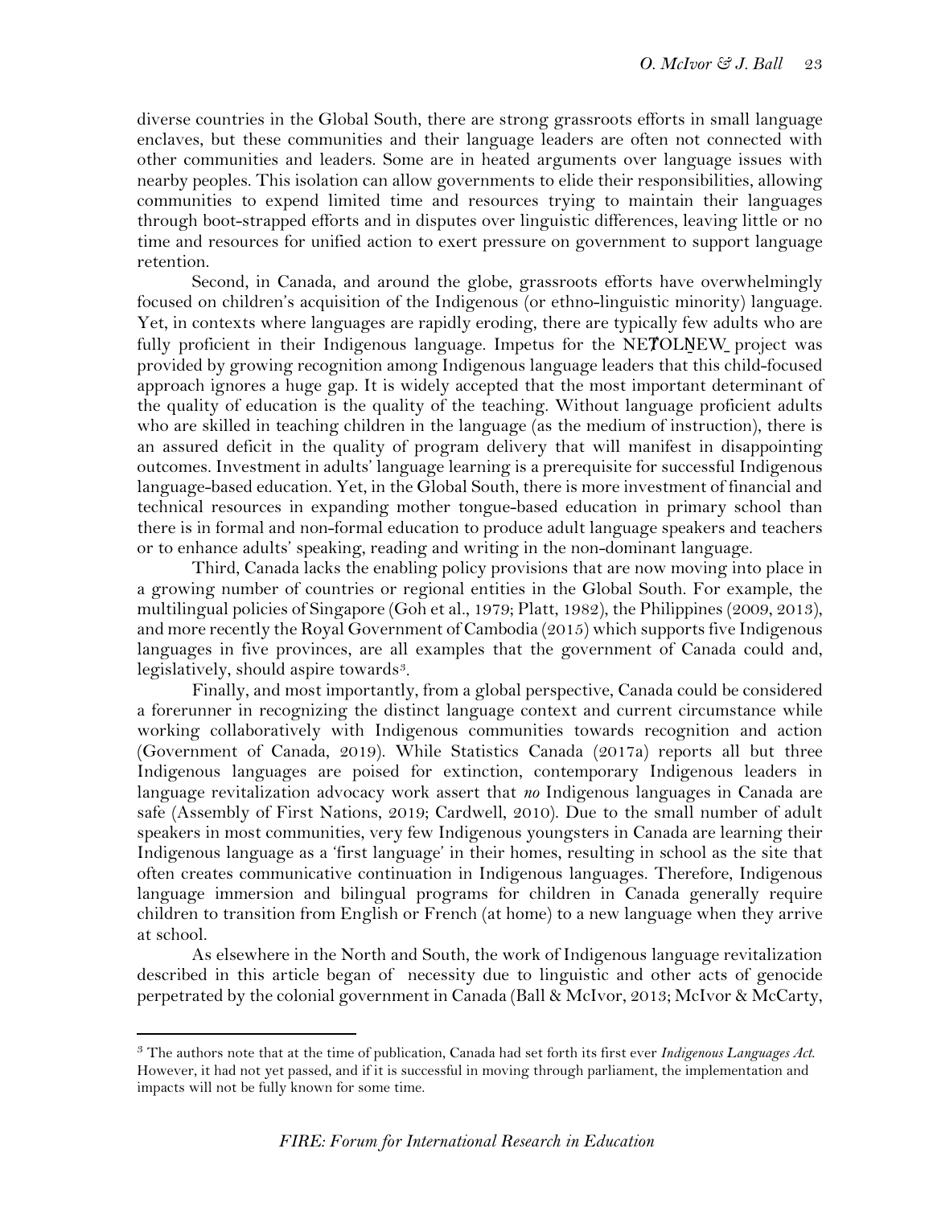diverse countries in the Global South, there are strong grassroots efforts in small language enclaves, but these communities and their language leaders are often not connected with other communities and leaders. Some are in heated arguments over language issues with nearby peoples. This isolation can allow governments to elide their responsibilities, allowing communities to expend limited time and resources trying to maintain their languages through boot-strapped efforts and in disputes over linguistic differences, leaving little or no time and resources for unified action to exert pressure on government to support language retention.

Second, in Canada, and around the globe, grassroots efforts have overwhelmingly focused on children's acquisition of the Indigenous (or ethno-linguistic minority) language. Yet, in contexts where languages are rapidly eroding, there are typically few adults who are fully proficient in their Indigenous language. Impetus for the NEȾOLṈEW̱ project was provided by growing recognition among Indigenous language leaders that this child-focused approach ignores a huge gap. It is widely accepted that the most important determinant of the quality of education is the quality of the teaching. Without language proficient adults who are skilled in teaching children in the language (as the medium of instruction), there is an assured deficit in the quality of program delivery that will manifest in disappointing outcomes. Investment in adults' language learning is a prerequisite for successful Indigenous language-based education. Yet, in the Global South, there is more investment of financial and technical resources in expanding mother tongue-based education in primary school than there is in formal and non-formal education to produce adult language speakers and teachers or to enhance adults' speaking, reading and writing in the non-dominant language.

Third, Canada lacks the enabling policy provisions that are now moving into place in a growing number of countries or regional entities in the Global South. For example, the multilingual policies of Singapore (Goh et al., 1979; Platt, 1982), the Philippines (2009, 2013), and more recently the Royal Government of Cambodia (2015) which supports five Indigenous languages in five provinces, are all examples that the government of Canada could and, legislatively, should aspire towards[3].

Finally, and most importantly, from a global perspective, Canada could be considered a forerunner in recognizing the distinct language context and current circumstance while working collaboratively with Indigenous communities towards recognition and action (Government of Canada, 2019). While Statistics Canada (2017a) reports all but three Indigenous languages are poised for extinction, contemporary Indigenous leaders in language revitalization advocacy work assert that *no* Indigenous languages in Canada are safe (Assembly of First Nations, 2019; Cardwell, 2010). Due to the small number of adult speakers in most communities, very few Indigenous youngsters in Canada are learning their Indigenous language as a 'first language' in their homes, resulting in school as the site that often creates communicative continuation in Indigenous languages. Therefore, Indigenous language immersion and bilingual programs for children in Canada generally require children to transition from English or French (at home) to a new language when they arrive at school.

As elsewhere in the North and South, the work of Indigenous language revitalization described in this article began of necessity due to linguistic and other acts of genocide perpetrated by the colonial government in Canada (Ball & McIvor, 2013; McIvor & McCarty,

---

[3] The authors note that at the time of publication, Canada had set forth its first ever *Indigenous Languages Act*. However, it had not yet passed, and if it is successful in moving through parliament, the implementation and impacts will not be fully known for some time.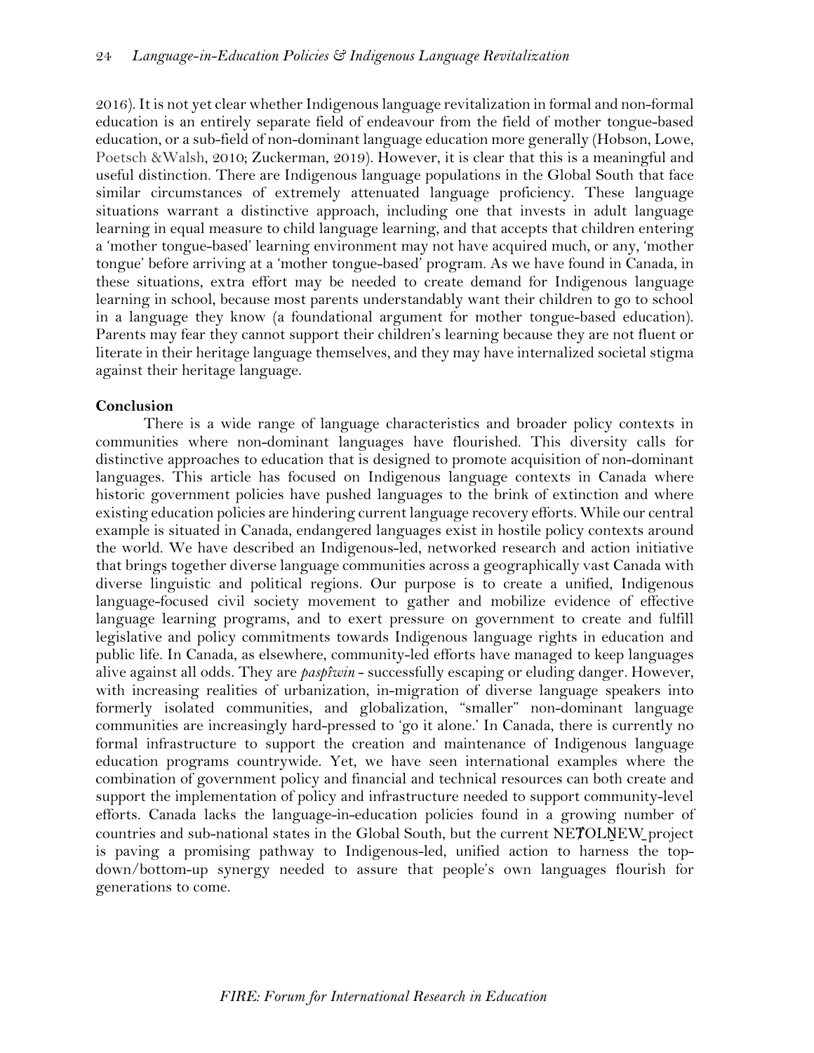2016). It is not yet clear whether Indigenous language revitalization in formal and non-formal education is an entirely separate field of endeavour from the field of mother tongue-based education, or a sub-field of non-dominant language education more generally (Hobson, Lowe, Poetsch &Walsh, 2010; Zuckerman, 2019). However, it is clear that this is a meaningful and useful distinction. There are Indigenous language populations in the Global South that face similar circumstances of extremely attenuated language proficiency. These language situations warrant a distinctive approach, including one that invests in adult language learning in equal measure to child language learning, and that accepts that children entering a 'mother tongue-based' learning environment may not have acquired much, or any, 'mother tongue' before arriving at a 'mother tongue-based' program. As we have found in Canada, in these situations, extra effort may be needed to create demand for Indigenous language learning in school, because most parents understandably want their children to go to school in a language they know (a foundational argument for mother tongue-based education). Parents may fear they cannot support their children's learning because they are not fluent or literate in their heritage language themselves, and they may have internalized societal stigma against their heritage language.

**Conclusion**

There is a wide range of language characteristics and broader policy contexts in communities where non-dominant languages have flourished. This diversity calls for distinctive approaches to education that is designed to promote acquisition of non-dominant languages. This article has focused on Indigenous language contexts in Canada where historic government policies have pushed languages to the brink of extinction and where existing education policies are hindering current language recovery efforts. While our central example is situated in Canada, endangered languages exist in hostile policy contexts around the world. We have described an Indigenous-led, networked research and action initiative that brings together diverse language communities across a geographically vast Canada with diverse linguistic and political regions. Our purpose is to create a unified, Indigenous language-focused civil society movement to gather and mobilize evidence of effective language learning programs, and to exert pressure on government to create and fulfill legislative and policy commitments towards Indigenous language rights in education and public life. In Canada, as elsewhere, community-led efforts have managed to keep languages alive against all odds. They are *paspîwin* - successfully escaping or eluding danger. However, with increasing realities of urbanization, in-migration of diverse language speakers into formerly isolated communities, and globalization, "smaller" non-dominant language communities are increasingly hard-pressed to 'go it alone.' In Canada, there is currently no formal infrastructure to support the creation and maintenance of Indigenous language education programs countrywide. Yet, we have seen international examples where the combination of government policy and financial and technical resources can both create and support the implementation of policy and infrastructure needed to support community-level efforts. Canada lacks the language-in-education policies found in a growing number of countries and sub-national states in the Global South, but the current NEȾOLṈEW̱ project is paving a promising pathway to Indigenous-led, unified action to harness the top-down/bottom-up synergy needed to assure that people's own languages flourish for generations to come.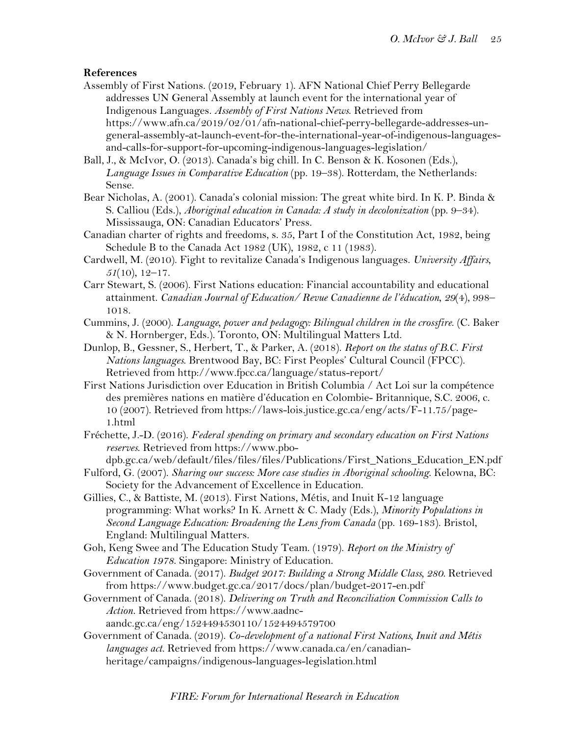**References**

Assembly of First Nations. (2019, February 1). AFN National Chief Perry Bellegarde addresses UN General Assembly at launch event for the international year of Indigenous Languages. *Assembly of First Nations News*. Retrieved from https://www.afn.ca/2019/02/01/afn-national-chief-perry-bellegarde-addresses-un-general-assembly-at-launch-event-for-the-international-year-of-indigenous-languages-and-calls-for-support-for-upcoming-indigenous-languages-legislation/

Ball, J., & McIvor, O. (2013). Canada's big chill. In C. Benson & K. Kosonen (Eds.), *Language Issues in Comparative Education* (pp. 19–38). Rotterdam, the Netherlands: Sense.

Bear Nicholas, A. (2001). Canada's colonial mission: The great white bird. In K. P. Binda & S. Calliou (Eds.), *Aboriginal education in Canada: A study in decolonization* (pp. 9–34). Mississauga, ON: Canadian Educators' Press.

Canadian charter of rights and freedoms, s. 35, Part I of the Constitution Act, 1982, being Schedule B to the Canada Act 1982 (UK), 1982, c 11 (1983).

Cardwell, M. (2010). Fight to revitalize Canada's Indigenous languages. *University Affairs, 51*(10), 12–17.

Carr Stewart, S. (2006). First Nations education: Financial accountability and educational attainment. *Canadian Journal of Education/ Revue Canadienne de l'éducation, 29*(4), 998–1018.

Cummins, J. (2000). *Language, power and pedagogy: Bilingual children in the crossfire*. (C. Baker & N. Hornberger, Eds.). Toronto, ON: Multilingual Matters Ltd.

Dunlop, B., Gessner, S., Herbert, T., & Parker, A. (2018). *Report on the status of B.C. First Nations languages*. Brentwood Bay, BC: First Peoples' Cultural Council (FPCC). Retrieved from http://www.fpcc.ca/language/status-report/

First Nations Jurisdiction over Education in British Columbia / Act Loi sur la compétence des premières nations en matière d'éducation en Colombie- Britannique, S.C. 2006, c. 10 (2007). Retrieved from https://laws-lois.justice.gc.ca/eng/acts/F-11.75/page-1.html

Fréchette, J.-D. (2016). *Federal spending on primary and secondary education on First Nations reserves*. Retrieved from https://www.pbo-dpb.gc.ca/web/default/files/files/files/Publications/First_Nations_Education_EN.pdf

Fulford, G. (2007). *Sharing our success: More case studies in Aboriginal schooling*. Kelowna, BC: Society for the Advancement of Excellence in Education.

Gillies, C., & Battiste, M. (2013). First Nations, Métis, and Inuit K-12 language programming: What works? In K. Arnett & C. Mady (Eds.), *Minority Populations in Second Language Education: Broadening the Lens from Canada* (pp. 169-183). Bristol, England: Multilingual Matters.

Goh, Keng Swee and The Education Study Team. (1979). *Report on the Ministry of Education 1978*. Singapore: Ministry of Education.

Government of Canada. (2017). *Budget 2017: Building a Strong Middle Class, 280*. Retrieved from https://www.budget.gc.ca/2017/docs/plan/budget-2017-en.pdf

Government of Canada. (2018). *Delivering on Truth and Reconciliation Commission Calls to Action*. Retrieved from https://www.aadnc-aandc.gc.ca/eng/1524494530110/1524494579700

Government of Canada. (2019). *Co-development of a national First Nations, Inuit and Métis languages act*. Retrieved from https://www.canada.ca/en/canadian-heritage/campaigns/indigenous-languages-legislation.html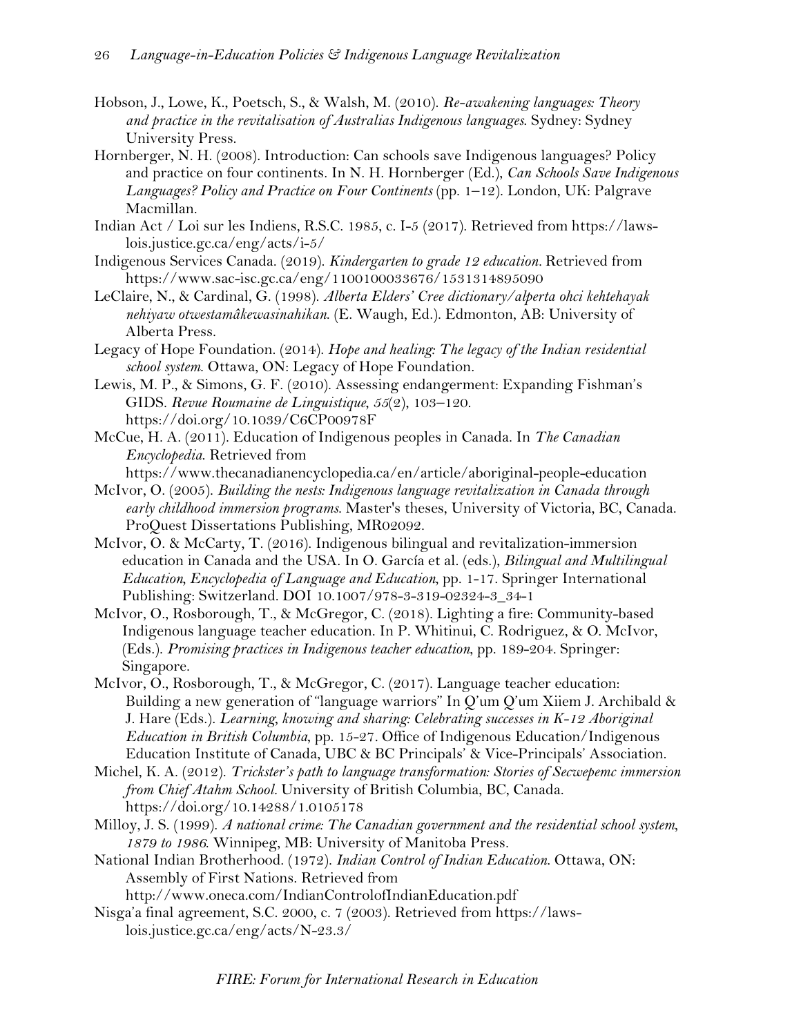Hobson, J., Lowe, K., Poetsch, S., & Walsh, M. (2010). *Re-awakening languages: Theory and practice in the revitalisation of Australias Indigenous languages*. Sydney: Sydney University Press.

Hornberger, N. H. (2008). Introduction: Can schools save Indigenous languages? Policy and practice on four continents. In N. H. Hornberger (Ed.), *Can Schools Save Indigenous Languages? Policy and Practice on Four Continents* (pp. 1–12). London, UK: Palgrave Macmillan.

Indian Act / Loi sur les Indiens, R.S.C. 1985, c. I-5 (2017). Retrieved from https://laws-lois.justice.gc.ca/eng/acts/i-5/

Indigenous Services Canada. (2019). *Kindergarten to grade 12 education*. Retrieved from https://www.sac-isc.gc.ca/eng/1100100033676/1531314895090

LeClaire, N., & Cardinal, G. (1998). *Alberta Elders' Cree dictionary/alperta ohci kehtehayak nehiyaw otwestamâkewasinahikan*. (E. Waugh, Ed.). Edmonton, AB: University of Alberta Press.

Legacy of Hope Foundation. (2014). *Hope and healing: The legacy of the Indian residential school system*. Ottawa, ON: Legacy of Hope Foundation.

Lewis, M. P., & Simons, G. F. (2010). Assessing endangerment: Expanding Fishman's GIDS. *Revue Roumaine de Linguistique, 55*(2), 103–120. https://doi.org/10.1039/C6CP00978F

McCue, H. A. (2011). Education of Indigenous peoples in Canada. In *The Canadian Encyclopedia*. Retrieved from https://www.thecanadianencyclopedia.ca/en/article/aboriginal-people-education

McIvor, O. (2005). *Building the nests: Indigenous language revitalization in Canada through early childhood immersion programs*. Master's theses, University of Victoria, BC, Canada. ProQuest Dissertations Publishing, MR02092.

McIvor, O. & McCarty, T. (2016). Indigenous bilingual and revitalization-immersion education in Canada and the USA. In O. García et al. (eds.), *Bilingual and Multilingual Education, Encyclopedia of Language and Education*, pp. 1-17. Springer International Publishing: Switzerland. DOI 10.1007/978-3-319-02324-3_34-1

McIvor, O., Rosborough, T., & McGregor, C. (2018). Lighting a fire: Community-based Indigenous language teacher education. In P. Whitinui, C. Rodriguez, & O. McIvor, (Eds.). *Promising practices in Indigenous teacher education*, pp. 189-204. Springer: Singapore.

McIvor, O., Rosborough, T., & McGregor, C. (2017). Language teacher education: Building a new generation of "language warriors" In Q'um Q'um Xiiem J. Archibald & J. Hare (Eds.). *Learning, knowing and sharing: Celebrating successes in K-12 Aboriginal Education in British Columbia*, pp. 15-27. Office of Indigenous Education/Indigenous Education Institute of Canada, UBC & BC Principals' & Vice-Principals' Association.

Michel, K. A. (2012). *Trickster's path to language transformation: Stories of Secwepemc immersion from Chief Atahm School*. University of British Columbia, BC, Canada. https://doi.org/10.14288/1.0105178

Milloy, J. S. (1999). *A national crime: The Canadian government and the residential school system, 1879 to 1986*. Winnipeg, MB: University of Manitoba Press.

National Indian Brotherhood. (1972). *Indian Control of Indian Education*. Ottawa, ON: Assembly of First Nations. Retrieved from http://www.oneca.com/IndianControlofIndianEducation.pdf

Nisga'a final agreement, S.C. 2000, c. 7 (2003). Retrieved from https://laws-lois.justice.gc.ca/eng/acts/N-23.3/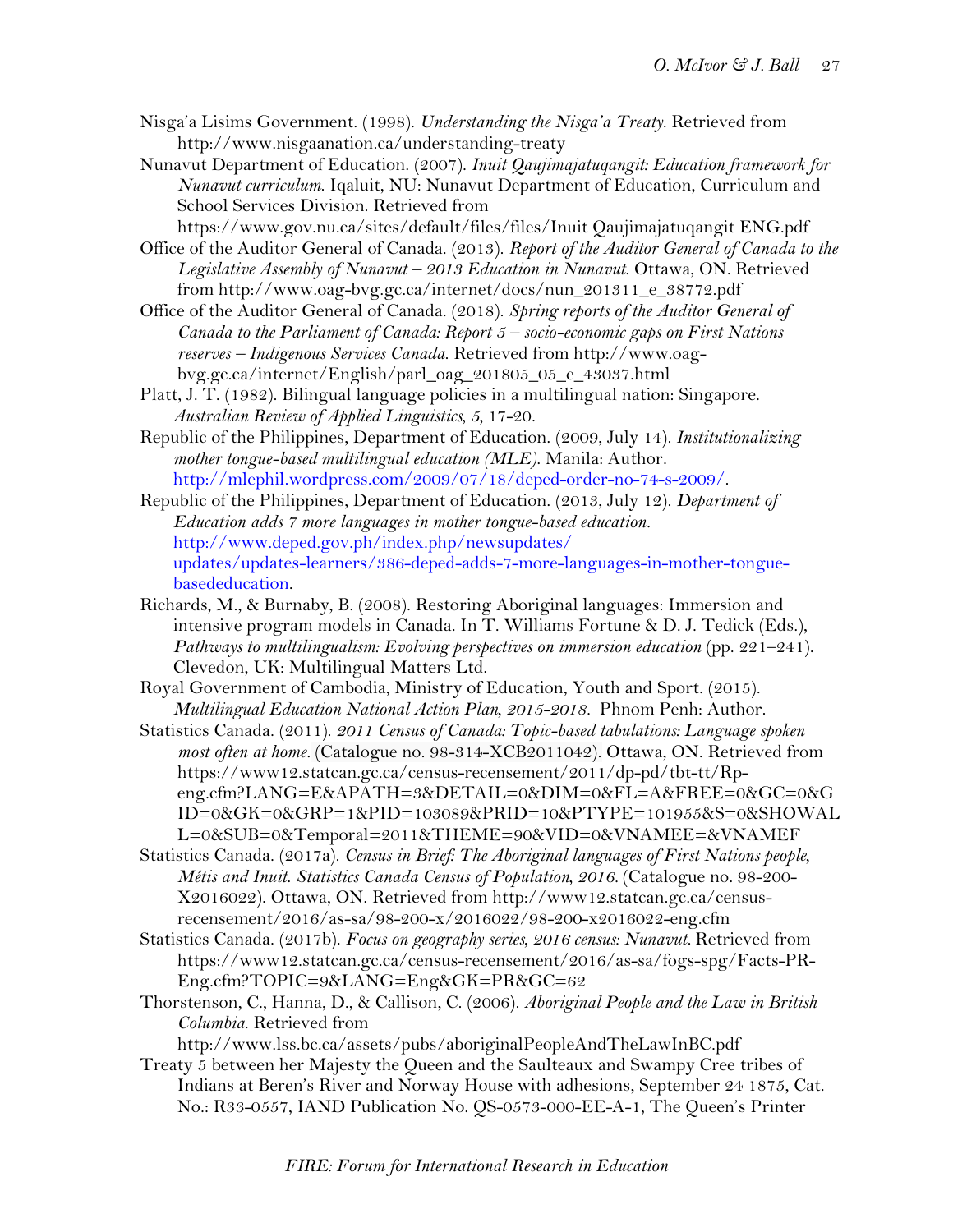Nisga'a Lisims Government. (1998). *Understanding the Nisga'a Treaty*. Retrieved from http://www.nisgaanation.ca/understanding-treaty

Nunavut Department of Education. (2007). *Inuit Qaujimajatuqangit: Education framework for Nunavut curriculum.* Iqaluit, NU: Nunavut Department of Education, Curriculum and School Services Division. Retrieved from https://www.gov.nu.ca/sites/default/files/files/Inuit Qaujimajatuqangit ENG.pdf

Office of the Auditor General of Canada. (2013). *Report of the Auditor General of Canada to the Legislative Assembly of Nunavut – 2013 Education in Nunavut.* Ottawa, ON. Retrieved from http://www.oag-bvg.gc.ca/internet/docs/nun_201311_e_38772.pdf

Office of the Auditor General of Canada. (2018). *Spring reports of the Auditor General of Canada to the Parliament of Canada: Report 5 – socio-economic gaps on First Nations reserves – Indigenous Services Canada.* Retrieved from http://www.oag-bvg.gc.ca/internet/English/parl_oag_201805_05_e_43037.html

Platt, J. T. (1982). Bilingual language policies in a multilingual nation: Singapore. *Australian Review of Applied Linguistics, 5*, 17-20.

Republic of the Philippines, Department of Education. (2009, July 14). *Institutionalizing mother tongue-based multilingual education (MLE)*. Manila: Author. http://mlephil.wordpress.com/2009/07/18/deped-order-no-74-s-2009/.

Republic of the Philippines, Department of Education. (2013, July 12). *Department of Education adds 7 more languages in mother tongue-based education.* http://www.deped.gov.ph/index.php/newsupdates/updates/updates-learners/386-deped-adds-7-more-languages-in-mother-tongue-basededucation.

Richards, M., & Burnaby, B. (2008). Restoring Aboriginal languages: Immersion and intensive program models in Canada. In T. Williams Fortune & D. J. Tedick (Eds.), *Pathways to multilingualism: Evolving perspectives on immersion education* (pp. 221–241). Clevedon, UK: Multilingual Matters Ltd.

Royal Government of Cambodia, Ministry of Education, Youth and Sport. (2015). *Multilingual Education National Action Plan, 2015-2018*. Phnom Penh: Author.

Statistics Canada. (2011). *2011 Census of Canada: Topic-based tabulations: Language spoken most often at home.* (Catalogue no. 98-314-XCB2011042). Ottawa, ON. Retrieved from https://www12.statcan.gc.ca/census-recensement/2011/dp-pd/tbt-tt/Rp-eng.cfm?LANG=E&APATH=3&DETAIL=0&DIM=0&FL=A&FREE=0&GC=0&GID=0&GK=0&GRP=1&PID=103089&PRID=10&PTYPE=101955&S=0&SHOWALL=0&SUB=0&Temporal=2011&THEME=90&VID=0&VNAMEE=&VNAMEF

Statistics Canada. (2017a). *Census in Brief: The Aboriginal languages of First Nations people, Métis and Inuit. Statistics Canada Census of Population, 2016.* (Catalogue no. 98-200-X2016022). Ottawa, ON. Retrieved from http://www12.statcan.gc.ca/census-recensement/2016/as-sa/98-200-x/2016022/98-200-x2016022-eng.cfm

Statistics Canada. (2017b). *Focus on geography series, 2016 census: Nunavut.* Retrieved from https://www12.statcan.gc.ca/census-recensement/2016/as-sa/fogs-spg/Facts-PR-Eng.cfm?TOPIC=9&LANG=Eng&GK=PR&GC=62

Thorstenson, C., Hanna, D., & Callison, C. (2006). *Aboriginal People and the Law in British Columbia.* Retrieved from http://www.lss.bc.ca/assets/pubs/aboriginalPeopleAndTheLawInBC.pdf

Treaty 5 between her Majesty the Queen and the Saulteaux and Swampy Cree tribes of Indians at Beren's River and Norway House with adhesions, September 24 1875, Cat. No.: R33-0557, IAND Publication No. QS-0573-000-EE-A-1, The Queen's Printer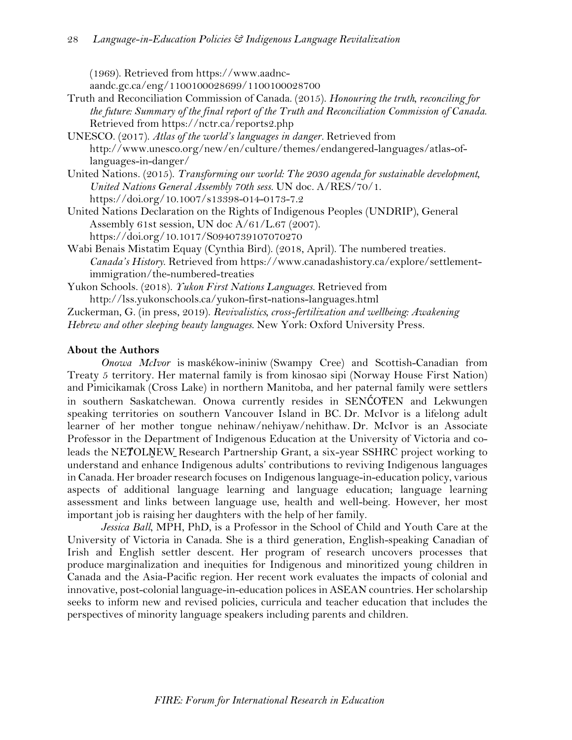(1969). Retrieved from https://www.aadnc-aandc.gc.ca/eng/1100100028699/1100100028700

Truth and Reconciliation Commission of Canada. (2015). *Honouring the truth, reconciling for the future: Summary of the final report of the Truth and Reconciliation Commission of Canada.* Retrieved from https://nctr.ca/reports2.php

UNESCO. (2017). *Atlas of the world's languages in danger.* Retrieved from http://www.unesco.org/new/en/culture/themes/endangered-languages/atlas-of-languages-in-danger/

United Nations. (2015). *Transforming our world: The 2030 agenda for sustainable development, United Nations General Assembly 70th sess.* UN doc. A/RES/70/1. https://doi.org/10.1007/s13398-014-0173-7.2

United Nations Declaration on the Rights of Indigenous Peoples (UNDRIP), General Assembly 61st session, UN doc A/61/L.67 (2007). https://doi.org/10.1017/S0940739107070270

Wabi Benais Mistatim Equay (Cynthia Bird). (2018, April). The numbered treaties. *Canada's History.* Retrieved from https://www.canadashistory.ca/explore/settlement-immigration/the-numbered-treaties

Yukon Schools. (2018). *Yukon First Nations Languages.* Retrieved from http://lss.yukonschools.ca/yukon-first-nations-languages.html

Zuckerman, G. (in press, 2019). *Revivalistics, cross-fertilization and wellbeing: Awakening Hebrew and other sleeping beauty languages.* New York: Oxford University Press.

## About the Authors

*Onowa McIvor* is maskékow-ininiw (Swampy Cree) and Scottish-Canadian from Treaty 5 territory. Her maternal family is from kinosao sipi (Norway House First Nation) and Pimicikamak (Cross Lake) in northern Manitoba, and her paternal family were settlers in southern Saskatchewan. Onowa currently resides in SENĆOŦEN and Lekwungen speaking territories on southern Vancouver Island in BC. Dr. McIvor is a lifelong adult learner of her mother tongue nehinaw/nehiyaw/nehithaw. Dr. McIvor is an Associate Professor in the Department of Indigenous Education at the University of Victoria and co-leads the NEȾOLṈEW̱ Research Partnership Grant, a six-year SSHRC project working to understand and enhance Indigenous adults' contributions to reviving Indigenous languages in Canada. Her broader research focuses on Indigenous language-in-education policy, various aspects of additional language learning and language education; language learning assessment and links between language use, health and well-being. However, her most important job is raising her daughters with the help of her family.

*Jessica Ball*, MPH, PhD, is a Professor in the School of Child and Youth Care at the University of Victoria in Canada. She is a third generation, English-speaking Canadian of Irish and English settler descent. Her program of research uncovers processes that produce marginalization and inequities for Indigenous and minoritized young children in Canada and the Asia-Pacific region. Her recent work evaluates the impacts of colonial and innovative, post-colonial language-in-education polices in ASEAN countries. Her scholarship seeks to inform new and revised policies, curricula and teacher education that includes the perspectives of minority language speakers including parents and children.